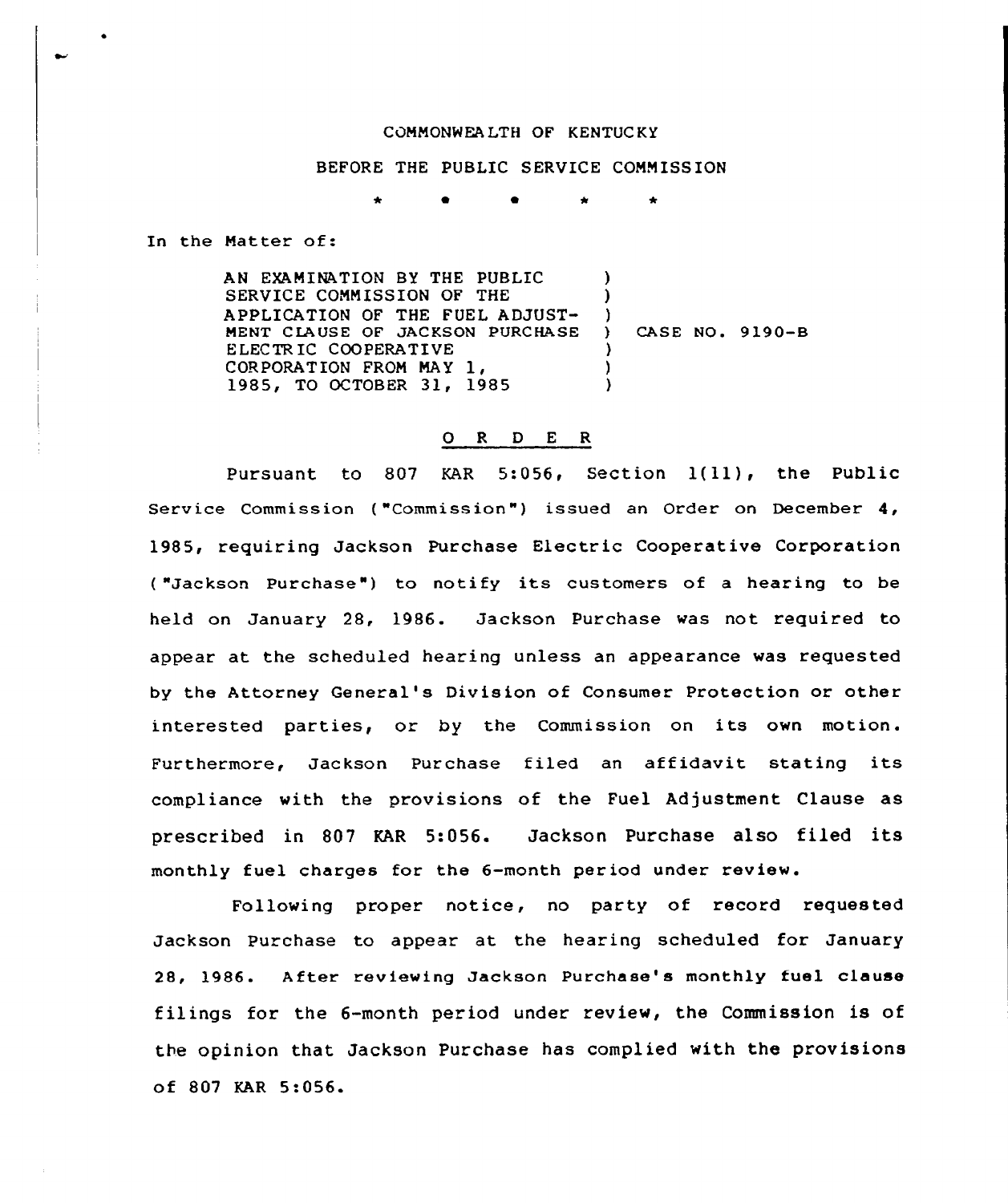COMMONWEALTH OF KENTUCKY

BEFORE THE PUBLIC SERVICE COMMISSION

\* \* \* \* \*

In the Matter of:

AN EXAMINATION BY THE PUBLIC SERVICE COMMISSION OF THE APPLICATION OF THE FUEL ADJUSTMENT CLAUSE OF JACKSON PURCHASE ELECTRIC COOPERATIVE CORPORATION FROM MAY 1, 1985, TO OCTOBER 31, 1985 ) CASE NO. 9190-B

## ORDER

Pursuant to 807 KAR 5:056, Section 1(11), the Public Service Commission ("Commission") issued an Order on December 4, 1985, requiring Jackson Purchase Electric Cooperative Corporation ("Jackson Purchase") to notify its customers of a hearing to be held on January 28, 1986. Jackson Purchase was not required to appear at the scheduled hearing unless an appearance was requested by the Attorney General's Division of Consumer Protection or other interested parties, or by the Commission on its own motion. Furthermore, Jackson Purchase filed an affidavit stating its compliance with the provisions of the Fuel Adjustment Clause as prescribed in 807 KAR 5:056. Jackson Purchase also filed its monthly fuel charges for the 6-month period under review.

Following proper notice, no party of record requested Jackson Purchase to appear at the hearing scheduled for January 28, 1986. After reviewing Jackson Purchase's monthly fuel clause filings for the 6-month period under review, the Commission is of the opinion that Jackson Purchase has complied with the provisions of 807 KAR 5:056.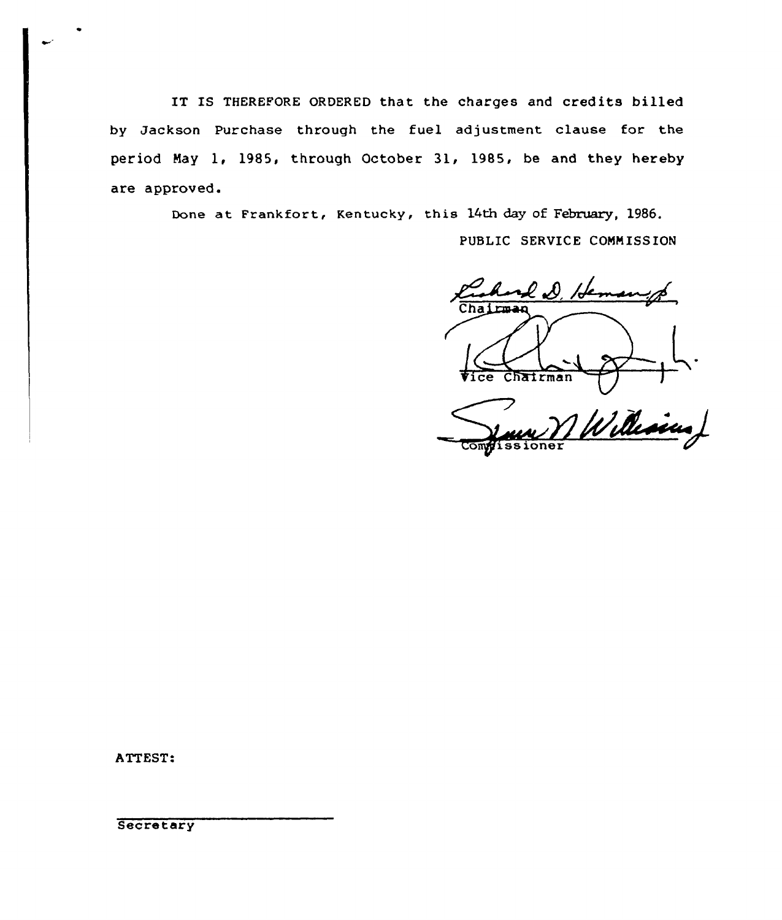IT IS THEREFORE ORDERED that the charges and credits billed by Jackson Purchase through the fuel adjustment clause for the period May 1, 1985, through October 31, 1985, be and they hereby are approved.

Done at Frankfort, Kentucky, this 14th day of February, 1986.

PUBLIC SERVICE COMMISSION

Chairman

Vice Chairman

Commissioner

ATTEST:

Secretary